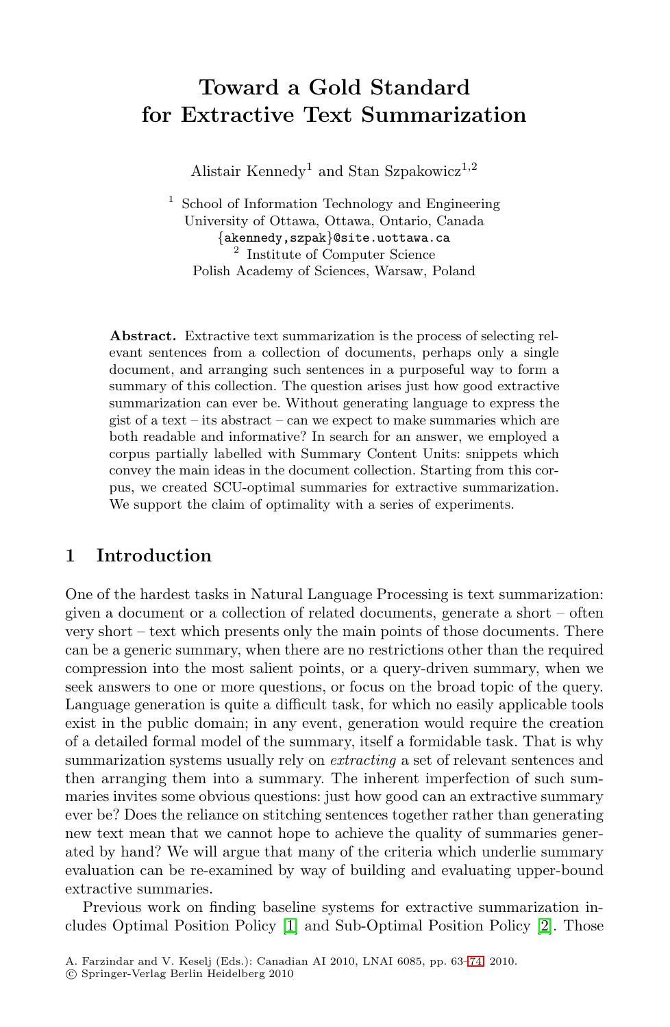# Toward a Gold Standard for Extractive Text Summarization

Alistair Kennedy[1] and Stan Szpakowicz[1,2]

[1] School of Information Technology and Engineering
University of Ottawa, Ottawa, Ontario, Canada
{akennedy,szpak}@site.uottawa.ca
[2] Institute of Computer Science
Polish Academy of Sciences, Warsaw, Poland

**Abstract.** Extractive text summarization is the process of selecting relevant sentences from a collection of documents, perhaps only a single document, and arranging such sentences in a purposeful way to form a summary of this collection. The question arises just how good extractive summarization can ever be. Without generating language to express the gist of a text – its abstract – can we expect to make summaries which are both readable and informative? In search for an answer, we employed a corpus partially labelled with Summary Content Units: snippets which convey the main ideas in the document collection. Starting from this corpus, we created SCU-optimal summaries for extractive summarization. We support the claim of optimality with a series of experiments.

## 1 Introduction

One of the hardest tasks in Natural Language Processing is text summarization: given a document or a collection of related documents, generate a short – often very short – text which presents only the main points of those documents. There can be a generic summary, when there are no restrictions other than the required compression into the most salient points, or a query-driven summary, when we seek answers to one or more questions, or focus on the broad topic of the query. Language generation is quite a difficult task, for which no easily applicable tools exist in the public domain; in any event, generation would require the creation of a detailed formal model of the summary, itself a formidable task. That is why summarization systems usually rely on *extracting* a set of relevant sentences and then arranging them into a summary. The inherent imperfection of such summaries invites some obvious questions: just how good can an extractive summary ever be? Does the reliance on stitching sentences together rather than generating new text mean that we cannot hope to achieve the quality of summaries generated by hand? We will argue that many of the criteria which underlie summary evaluation can be re-examined by way of building and evaluating upper-bound extractive summaries.

Previous work on finding baseline systems for extractive summarization includes Optimal Position Policy [1] and Sub-Optimal Position Policy [2]. Those

A. Farzindar and V. Keselj (Eds.): Canadian AI 2010, LNAI 6085, pp. 63–74, 2010.
© Springer-Verlag Berlin Heidelberg 2010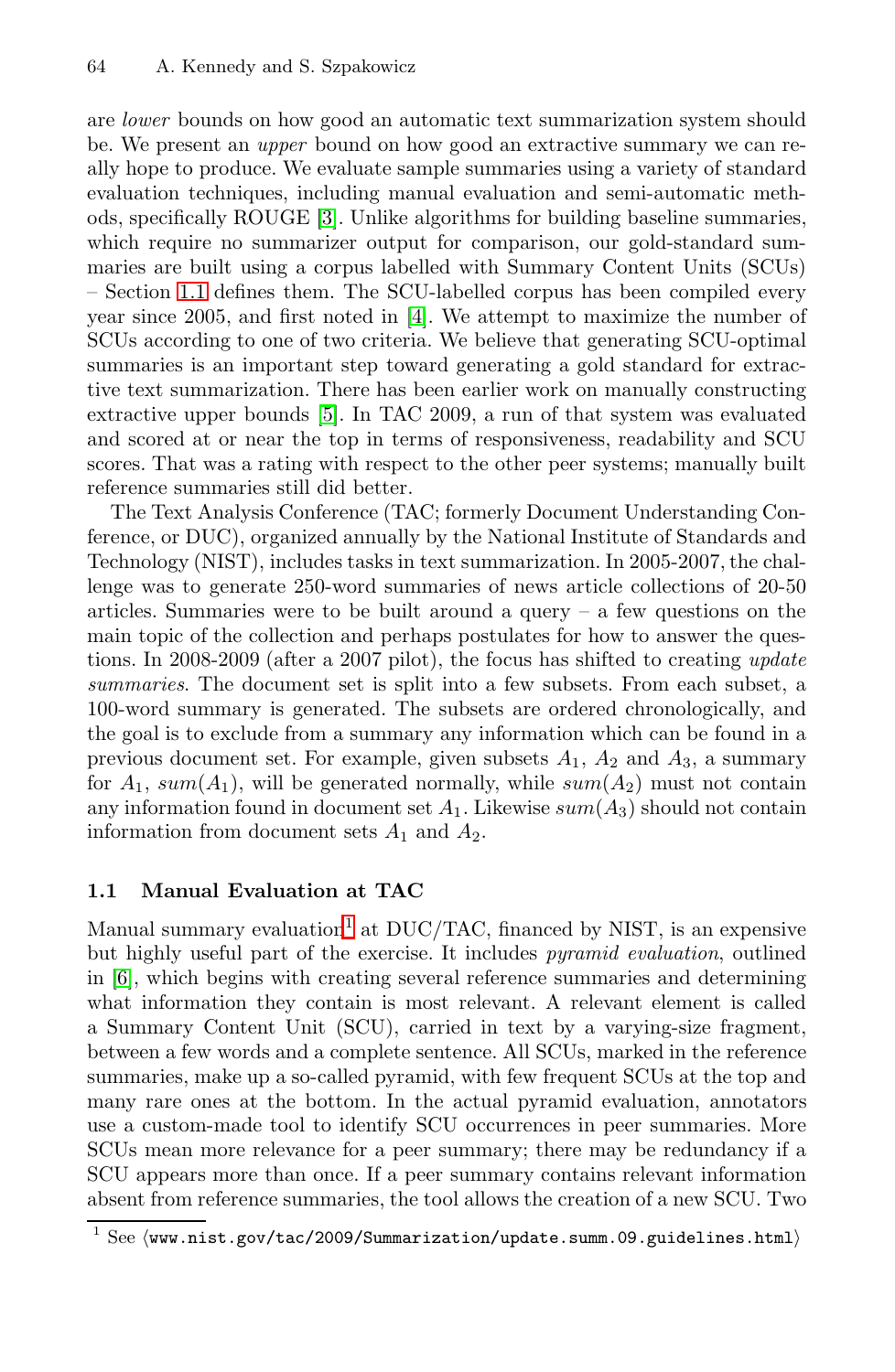are *lower* bounds on how good an automatic text summarization system should be. We present an *upper* bound on how good an extractive summary we can really hope to produce. We evaluate sample summaries using a variety of standard evaluation techniques, including manual evaluation and semi-automatic methods, specifically ROUGE [3]. Unlike algorithms for building baseline summaries, which require no summarizer output for comparison, our gold-standard summaries are built using a corpus labelled with Summary Content Units (SCUs) – Section 1.1 defines them. The SCU-labelled corpus has been compiled every year since 2005, and first noted in [4]. We attempt to maximize the number of SCUs according to one of two criteria. We believe that generating SCU-optimal summaries is an important step toward generating a gold standard for extractive text summarization. There has been earlier work on manually constructing extractive upper bounds [5]. In TAC 2009, a run of that system was evaluated and scored at or near the top in terms of responsiveness, readability and SCU scores. That was a rating with respect to the other peer systems; manually built reference summaries still did better.

The Text Analysis Conference (TAC; formerly Document Understanding Conference, or DUC), organized annually by the National Institute of Standards and Technology (NIST), includes tasks in text summarization. In 2005-2007, the challenge was to generate 250-word summaries of news article collections of 20-50 articles. Summaries were to be built around a query – a few questions on the main topic of the collection and perhaps postulates for how to answer the questions. In 2008-2009 (after a 2007 pilot), the focus has shifted to creating *update summaries*. The document set is split into a few subsets. From each subset, a 100-word summary is generated. The subsets are ordered chronologically, and the goal is to exclude from a summary any information which can be found in a previous document set. For example, given subsets $A_1$, $A_2$ and $A_3$, a summary for $A_1$, $sum(A_1)$, will be generated normally, while $sum(A_2)$ must not contain any information found in document set $A_1$. Likewise $sum(A_3)$ should not contain information from document sets $A_1$ and $A_2$.

### 1.1 Manual Evaluation at TAC

Manual summary evaluation[1] at DUC/TAC, financed by NIST, is an expensive but highly useful part of the exercise. It includes *pyramid evaluation*, outlined in [6], which begins with creating several reference summaries and determining what information they contain is most relevant. A relevant element is called a Summary Content Unit (SCU), carried in text by a varying-size fragment, between a few words and a complete sentence. All SCUs, marked in the reference summaries, make up a so-called pyramid, with few frequent SCUs at the top and many rare ones at the bottom. In the actual pyramid evaluation, annotators use a custom-made tool to identify SCU occurrences in peer summaries. More SCUs mean more relevance for a peer summary; there may be redundancy if a SCU appears more than once. If a peer summary contains relevant information absent from reference summaries, the tool allows the creation of a new SCU. Two

[1] See ⟨www.nist.gov/tac/2009/Summarization/update.summ.09.guidelines.html⟩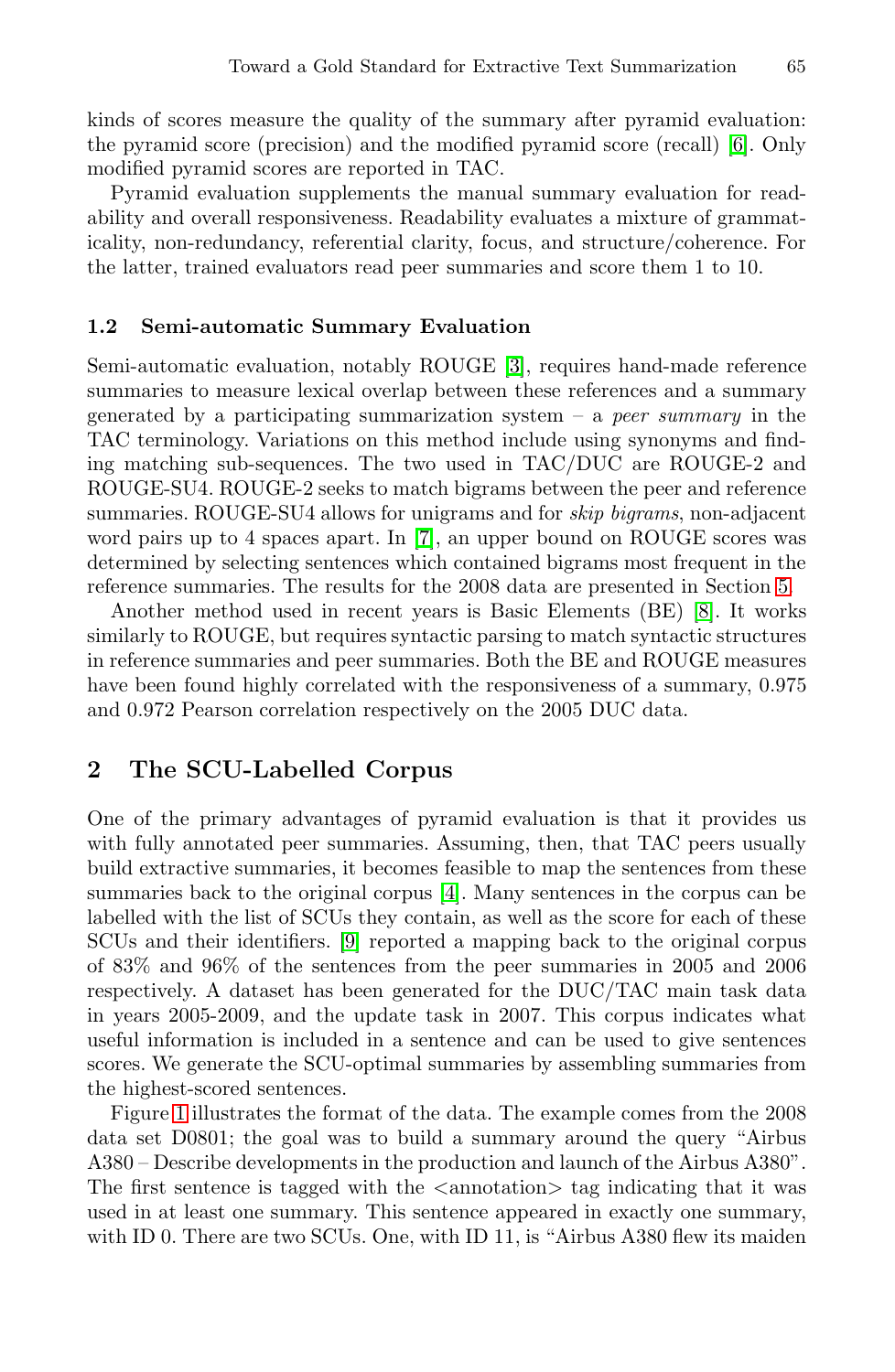kinds of scores measure the quality of the summary after pyramid evaluation: the pyramid score (precision) and the modified pyramid score (recall) [6]. Only modified pyramid scores are reported in TAC.

Pyramid evaluation supplements the manual summary evaluation for readability and overall responsiveness. Readability evaluates a mixture of grammaticality, non-redundancy, referential clarity, focus, and structure/coherence. For the latter, trained evaluators read peer summaries and score them 1 to 10.

### 1.2 Semi-automatic Summary Evaluation

Semi-automatic evaluation, notably ROUGE [3], requires hand-made reference summaries to measure lexical overlap between these references and a summary generated by a participating summarization system – a *peer summary* in the TAC terminology. Variations on this method include using synonyms and finding matching sub-sequences. The two used in TAC/DUC are ROUGE-2 and ROUGE-SU4. ROUGE-2 seeks to match bigrams between the peer and reference summaries. ROUGE-SU4 allows for unigrams and for *skip bigrams*, non-adjacent word pairs up to 4 spaces apart. In [7], an upper bound on ROUGE scores was determined by selecting sentences which contained bigrams most frequent in the reference summaries. The results for the 2008 data are presented in Section 5.

Another method used in recent years is Basic Elements (BE) [8]. It works similarly to ROUGE, but requires syntactic parsing to match syntactic structures in reference summaries and peer summaries. Both the BE and ROUGE measures have been found highly correlated with the responsiveness of a summary, 0.975 and 0.972 Pearson correlation respectively on the 2005 DUC data.

## 2 The SCU-Labelled Corpus

One of the primary advantages of pyramid evaluation is that it provides us with fully annotated peer summaries. Assuming, then, that TAC peers usually build extractive summaries, it becomes feasible to map the sentences from these summaries back to the original corpus [4]. Many sentences in the corpus can be labelled with the list of SCUs they contain, as well as the score for each of these SCUs and their identifiers. [9] reported a mapping back to the original corpus of 83% and 96% of the sentences from the peer summaries in 2005 and 2006 respectively. A dataset has been generated for the DUC/TAC main task data in years 2005-2009, and the update task in 2007. This corpus indicates what useful information is included in a sentence and can be used to give sentences scores. We generate the SCU-optimal summaries by assembling summaries from the highest-scored sentences.

Figure 1 illustrates the format of the data. The example comes from the 2008 data set D0801; the goal was to build a summary around the query "Airbus A380 – Describe developments in the production and launch of the Airbus A380". The first sentence is tagged with the <annotation> tag indicating that it was used in at least one summary. This sentence appeared in exactly one summary, with ID 0. There are two SCUs. One, with ID 11, is "Airbus A380 flew its maiden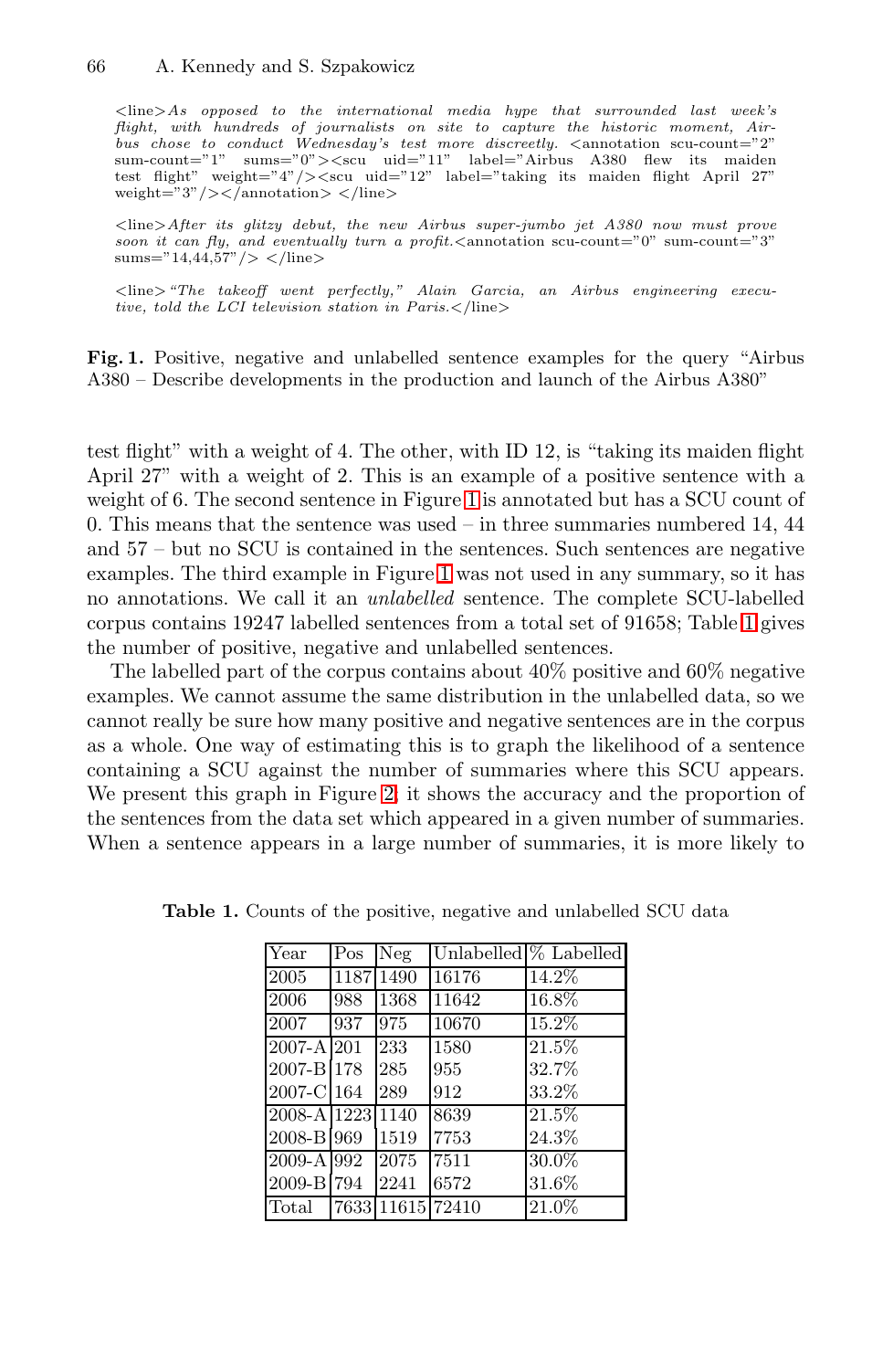```
<line>As opposed to the international media hype that surrounded last week's flight, with hundreds of journalists on site to capture the historic moment, Airbus chose to conduct Wednesday's test more discreetly. <annotation scu-count="2" sum-count="1" sums="0"><scu uid="11" label="Airbus A380 flew its maiden test flight" weight="4"/><scu uid="12" label="taking its maiden flight April 27" weight="3"/></annotation> </line>

<line>After its glitzy debut, the new Airbus super-jumbo jet A380 now must prove soon it can fly, and eventually turn a profit.<annotation scu-count="0" sum-count="3" sums="14,44,57"/> </line>

<line>"The takeoff went perfectly," Alain Garcia, an Airbus engineering executive, told the LCI television station in Paris.</line>
```

**Fig. 1.** Positive, negative and unlabelled sentence examples for the query "Airbus A380 – Describe developments in the production and launch of the Airbus A380"

test flight" with a weight of 4. The other, with ID 12, is "taking its maiden flight April 27" with a weight of 2. This is an example of a positive sentence with a weight of 6. The second sentence in Figure 1 is annotated but has a SCU count of 0. This means that the sentence was used – in three summaries numbered 14, 44 and 57 – but no SCU is contained in the sentences. Such sentences are negative examples. The third example in Figure 1 was not used in any summary, so it has no annotations. We call it an *unlabelled* sentence. The complete SCU-labelled corpus contains 19247 labelled sentences from a total set of 91658; Table 1 gives the number of positive, negative and unlabelled sentences.

The labelled part of the corpus contains about 40% positive and 60% negative examples. We cannot assume the same distribution in the unlabelled data, so we cannot really be sure how many positive and negative sentences are in the corpus as a whole. One way of estimating this is to graph the likelihood of a sentence containing a SCU against the number of summaries where this SCU appears. We present this graph in Figure 2; it shows the accuracy and the proportion of the sentences from the data set which appeared in a given number of summaries. When a sentence appears in a large number of summaries, it is more likely to

**Table 1.** Counts of the positive, negative and unlabelled SCU data

| Year | Pos | Neg | Unlabelled | % Labelled |
|---|---|---|---|---|
| 2005 | 1187 | 1490 | 16176 | 14.2% |
| 2006 | 988 | 1368 | 11642 | 16.8% |
| 2007 | 937 | 975 | 10670 | 15.2% |
| 2007-A | 201 | 233 | 1580 | 21.5% |
| 2007-B | 178 | 285 | 955 | 32.7% |
| 2007-C | 164 | 289 | 912 | 33.2% |
| 2008-A | 1223 | 1140 | 8639 | 21.5% |
| 2008-B | 969 | 1519 | 7753 | 24.3% |
| 2009-A | 992 | 2075 | 7511 | 30.0% |
| 2009-B | 794 | 2241 | 6572 | 31.6% |
| Total | 7633 | 11615 | 72410 | 21.0% |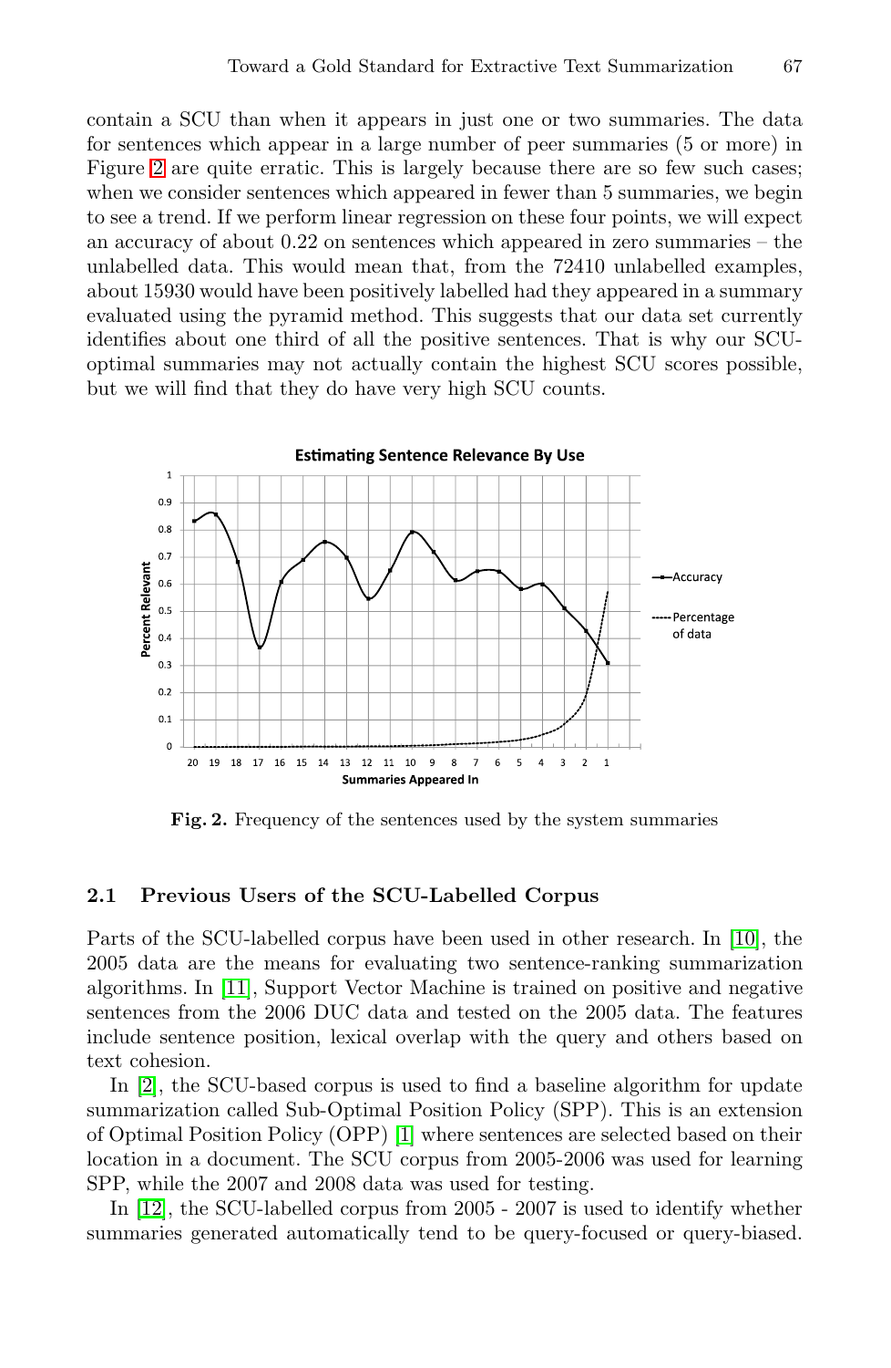contain a SCU than when it appears in just one or two summaries. The data for sentences which appear in a large number of peer summaries (5 or more) in Figure 2 are quite erratic. This is largely because there are so few such cases; when we consider sentences which appeared in fewer than 5 summaries, we begin to see a trend. If we perform linear regression on these four points, we will expect an accuracy of about 0.22 on sentences which appeared in zero summaries – the unlabelled data. This would mean that, from the 72410 unlabelled examples, about 15930 would have been positively labelled had they appeared in a summary evaluated using the pyramid method. This suggests that our data set currently identifies about one third of all the positive sentences. That is why our SCU-optimal summaries may not actually contain the highest SCU scores possible, but we will find that they do have very high SCU counts.

**Fig. 2.** Frequency of the sentences used by the system summaries

### 2.1 Previous Users of the SCU-Labelled Corpus

Parts of the SCU-labelled corpus have been used in other research. In [10], the 2005 data are the means for evaluating two sentence-ranking summarization algorithms. In [11], Support Vector Machine is trained on positive and negative sentences from the 2006 DUC data and tested on the 2005 data. The features include sentence position, lexical overlap with the query and others based on text cohesion.

In [2], the SCU-based corpus is used to find a baseline algorithm for update summarization called Sub-Optimal Position Policy (SPP). This is an extension of Optimal Position Policy (OPP) [1] where sentences are selected based on their location in a document. The SCU corpus from 2005-2006 was used for learning SPP, while the 2007 and 2008 data was used for testing.

In [12], the SCU-labelled corpus from 2005 - 2007 is used to identify whether summaries generated automatically tend to be query-focused or query-biased.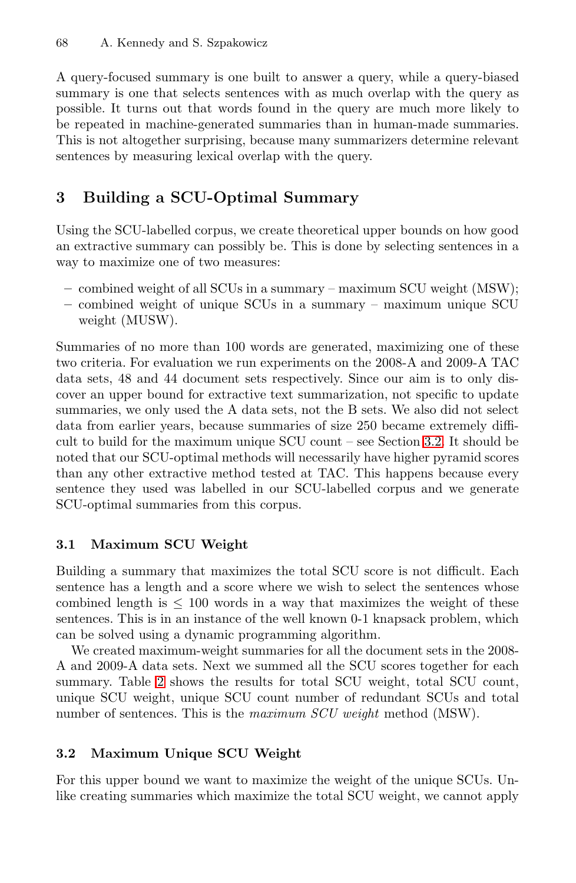A query-focused summary is one built to answer a query, while a query-biased summary is one that selects sentences with as much overlap with the query as possible. It turns out that words found in the query are much more likely to be repeated in machine-generated summaries than in human-made summaries. This is not altogether surprising, because many summarizers determine relevant sentences by measuring lexical overlap with the query.

## 3 Building a SCU-Optimal Summary

Using the SCU-labelled corpus, we create theoretical upper bounds on how good an extractive summary can possibly be. This is done by selecting sentences in a way to maximize one of two measures:

- combined weight of all SCUs in a summary – maximum SCU weight (MSW);
- combined weight of unique SCUs in a summary – maximum unique SCU weight (MUSW).

Summaries of no more than 100 words are generated, maximizing one of these two criteria. For evaluation we run experiments on the 2008-A and 2009-A TAC data sets, 48 and 44 document sets respectively. Since our aim is to only discover an upper bound for extractive text summarization, not specific to update summaries, we only used the A data sets, not the B sets. We also did not select data from earlier years, because summaries of size 250 became extremely difficult to build for the maximum unique SCU count – see Section 3.2. It should be noted that our SCU-optimal methods will necessarily have higher pyramid scores than any other extractive method tested at TAC. This happens because every sentence they used was labelled in our SCU-labelled corpus and we generate SCU-optimal summaries from this corpus.

### 3.1 Maximum SCU Weight

Building a summary that maximizes the total SCU score is not difficult. Each sentence has a length and a score where we wish to select the sentences whose combined length is $\leq$ 100 words in a way that maximizes the weight of these sentences. This is in an instance of the well known 0-1 knapsack problem, which can be solved using a dynamic programming algorithm.

We created maximum-weight summaries for all the document sets in the 2008-A and 2009-A data sets. Next we summed all the SCU scores together for each summary. Table 2 shows the results for total SCU weight, total SCU count, unique SCU weight, unique SCU count number of redundant SCUs and total number of sentences. This is the *maximum SCU weight* method (MSW).

### 3.2 Maximum Unique SCU Weight

For this upper bound we want to maximize the weight of the unique SCUs. Unlike creating summaries which maximize the total SCU weight, we cannot apply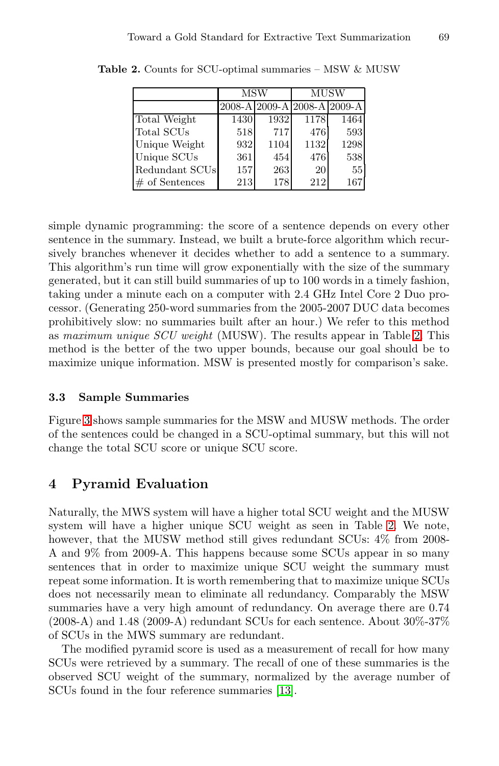**Table 2.** Counts for SCU-optimal summaries – MSW & MUSW

| | MSW | | MUSW | |
|---|---|---|---|---|
| | 2008-A | 2009-A | 2008-A | 2009-A |
| Total Weight | 1430 | 1932 | 1178 | 1464 |
| Total SCUs | 518 | 717 | 476 | 593 |
| Unique Weight | 932 | 1104 | 1132 | 1298 |
| Unique SCUs | 361 | 454 | 476 | 538 |
| Redundant SCUs | 157 | 263 | 20 | 55 |
| # of Sentences | 213 | 178 | 212 | 167 |

simple dynamic programming: the score of a sentence depends on every other sentence in the summary. Instead, we built a brute-force algorithm which recursively branches whenever it decides whether to add a sentence to a summary. This algorithm's run time will grow exponentially with the size of the summary generated, but it can still build summaries of up to 100 words in a timely fashion, taking under a minute each on a computer with 2.4 GHz Intel Core 2 Duo processor. (Generating 250-word summaries from the 2005-2007 DUC data becomes prohibitively slow: no summaries built after an hour.) We refer to this method as *maximum unique SCU weight* (MUSW). The results appear in Table 2. This method is the better of the two upper bounds, because our goal should be to maximize unique information. MSW is presented mostly for comparison's sake.

### 3.3 Sample Summaries

Figure 3 shows sample summaries for the MSW and MUSW methods. The order of the sentences could be changed in a SCU-optimal summary, but this will not change the total SCU score or unique SCU score.

## 4 Pyramid Evaluation

Naturally, the MWS system will have a higher total SCU weight and the MUSW system will have a higher unique SCU weight as seen in Table 2. We note, however, that the MUSW method still gives redundant SCUs: 4% from 2008-A and 9% from 2009-A. This happens because some SCUs appear in so many sentences that in order to maximize unique SCU weight the summary must repeat some information. It is worth remembering that to maximize unique SCUs does not necessarily mean to eliminate all redundancy. Comparably the MSW summaries have a very high amount of redundancy. On average there are 0.74 (2008-A) and 1.48 (2009-A) redundant SCUs for each sentence. About 30%-37% of SCUs in the MWS summary are redundant.

The modified pyramid score is used as a measurement of recall for how many SCUs were retrieved by a summary. The recall of one of these summaries is the observed SCU weight of the summary, normalized by the average number of SCUs found in the four reference summaries [13].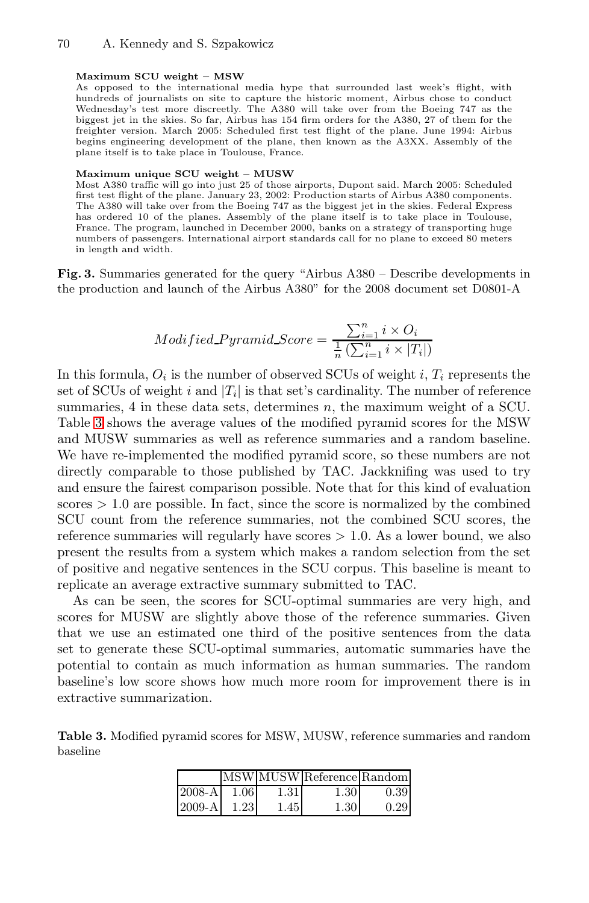**Maximum SCU weight – MSW**

As opposed to the international media hype that surrounded last week's flight, with hundreds of journalists on site to capture the historic moment, Airbus chose to conduct Wednesday's test more discreetly. The A380 will take over from the Boeing 747 as the biggest jet in the skies. So far, Airbus has 154 firm orders for the A380, 27 of them for the freighter version. March 2005: Scheduled first test flight of the plane. June 1994: Airbus begins engineering development of the plane, then known as the A3XX. Assembly of the plane itself is to take place in Toulouse, France.

**Maximum unique SCU weight – MUSW**

Most A380 traffic will go into just 25 of those airports, Dupont said. March 2005: Scheduled first test flight of the plane. January 23, 2002: Production starts of Airbus A380 components. The A380 will take over from the Boeing 747 as the biggest jet in the skies. Federal Express has ordered 10 of the planes. Assembly of the plane itself is to take place in Toulouse, France. The program, launched in December 2000, banks on a strategy of transporting huge numbers of passengers. International airport standards call for no plane to exceed 80 meters in length and width.

**Fig. 3.** Summaries generated for the query "Airbus A380 – Describe developments in the production and launch of the Airbus A380" for the 2008 document set D0801-A

$$Modified\_Pyramid\_Score = \frac{\sum_{i=1}^{n} i \times O_i}{\frac{1}{n}\left(\sum_{i=1}^{n} i \times |T_i|\right)}$$

In this formula, $O_i$ is the number of observed SCUs of weight $i$, $T_i$ represents the set of SCUs of weight $i$ and $|T_i|$ is that set's cardinality. The number of reference summaries, 4 in these data sets, determines $n$, the maximum weight of a SCU. Table 3 shows the average values of the modified pyramid scores for the MSW and MUSW summaries as well as reference summaries and a random baseline. We have re-implemented the modified pyramid score, so these numbers are not directly comparable to those published by TAC. Jackknifing was used to try and ensure the fairest comparison possible. Note that for this kind of evaluation scores $> 1.0$ are possible. In fact, since the score is normalized by the combined SCU count from the reference summaries, not the combined SCU scores, the reference summaries will regularly have scores $> 1.0$. As a lower bound, we also present the results from a system which makes a random selection from the set of positive and negative sentences in the SCU corpus. This baseline is meant to replicate an average extractive summary submitted to TAC.

As can be seen, the scores for SCU-optimal summaries are very high, and scores for MUSW are slightly above those of the reference summaries. Given that we use an estimated one third of the positive sentences from the data set to generate these SCU-optimal summaries, automatic summaries have the potential to contain as much information as human summaries. The random baseline's low score shows how much more room for improvement there is in extractive summarization.

**Table 3.** Modified pyramid scores for MSW, MUSW, reference summaries and random baseline

| | MSW | MUSW | Reference | Random |
|---|---|---|---|---|
| 2008-A | 1.06 | 1.31 | 1.30 | 0.39 |
| 2009-A | 1.23 | 1.45 | 1.30 | 0.29 |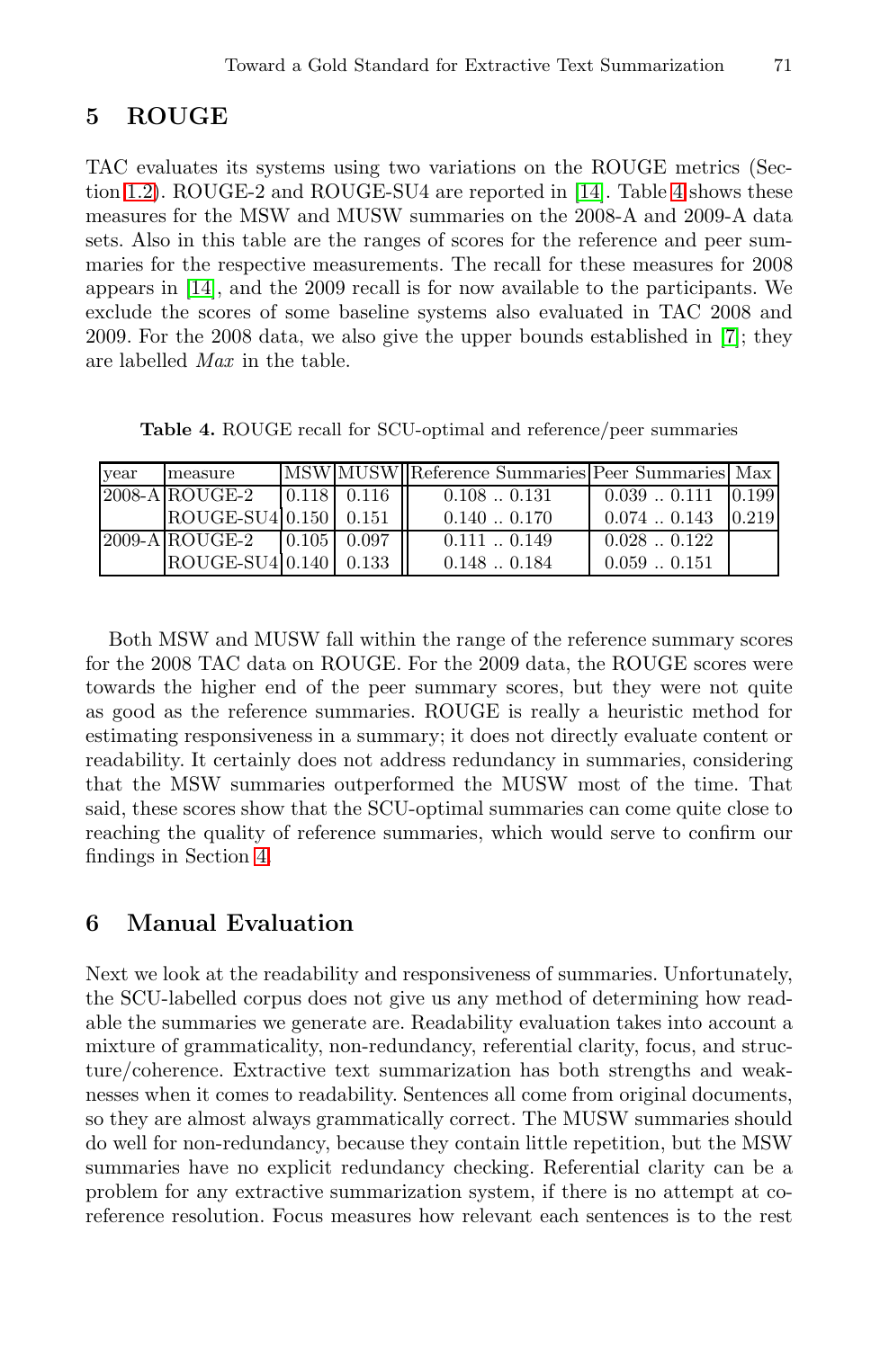## 5 ROUGE

TAC evaluates its systems using two variations on the ROUGE metrics (Section 1.2). ROUGE-2 and ROUGE-SU4 are reported in [14]. Table 4 shows these measures for the MSW and MUSW summaries on the 2008-A and 2009-A data sets. Also in this table are the ranges of scores for the reference and peer summaries for the respective measurements. The recall for these measures for 2008 appears in [14], and the 2009 recall is for now available to the participants. We exclude the scores of some baseline systems also evaluated in TAC 2008 and 2009. For the 2008 data, we also give the upper bounds established in [7]; they are labelled *Max* in the table.

**Table 4.** ROUGE recall for SCU-optimal and reference/peer summaries

| year | measure | MSW | MUSW | Reference Summaries | Peer Summaries | Max |
|---|---|---|---|---|---|---|
| 2008-A | ROUGE-2 | 0.118 | 0.116 | 0.108 .. 0.131 | 0.039 .. 0.111 | 0.199 |
| | ROUGE-SU4 | 0.150 | 0.151 | 0.140 .. 0.170 | 0.074 .. 0.143 | 0.219 |
| 2009-A | ROUGE-2 | 0.105 | 0.097 | 0.111 .. 0.149 | 0.028 .. 0.122 | |
| | ROUGE-SU4 | 0.140 | 0.133 | 0.148 .. 0.184 | 0.059 .. 0.151 | |

Both MSW and MUSW fall within the range of the reference summary scores for the 2008 TAC data on ROUGE. For the 2009 data, the ROUGE scores were towards the higher end of the peer summary scores, but they were not quite as good as the reference summaries. ROUGE is really a heuristic method for estimating responsiveness in a summary; it does not directly evaluate content or readability. It certainly does not address redundancy in summaries, considering that the MSW summaries outperformed the MUSW most of the time. That said, these scores show that the SCU-optimal summaries can come quite close to reaching the quality of reference summaries, which would serve to confirm our findings in Section 4.

## 6 Manual Evaluation

Next we look at the readability and responsiveness of summaries. Unfortunately, the SCU-labelled corpus does not give us any method of determining how readable the summaries we generate are. Readability evaluation takes into account a mixture of grammaticality, non-redundancy, referential clarity, focus, and structure/coherence. Extractive text summarization has both strengths and weaknesses when it comes to readability. Sentences all come from original documents, so they are almost always grammatically correct. The MUSW summaries should do well for non-redundancy, because they contain little repetition, but the MSW summaries have no explicit redundancy checking. Referential clarity can be a problem for any extractive summarization system, if there is no attempt at co-reference resolution. Focus measures how relevant each sentences is to the rest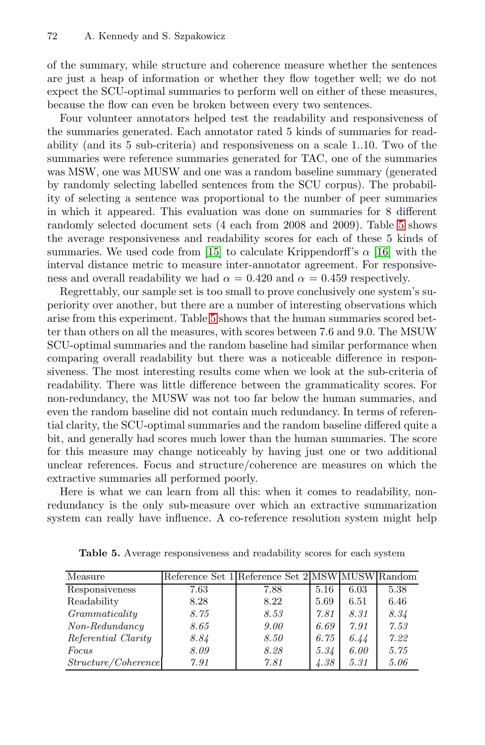of the summary, while structure and coherence measure whether the sentences are just a heap of information or whether they flow together well; we do not expect the SCU-optimal summaries to perform well on either of these measures, because the flow can even be broken between every two sentences.

Four volunteer annotators helped test the readability and responsiveness of the summaries generated. Each annotator rated 5 kinds of summaries for readability (and its 5 sub-criteria) and responsiveness on a scale 1..10. Two of the summaries were reference summaries generated for TAC, one of the summaries was MSW, one was MUSW and one was a random baseline summary (generated by randomly selecting labelled sentences from the SCU corpus). The probability of selecting a sentence was proportional to the number of peer summaries in which it appeared. This evaluation was done on summaries for 8 different randomly selected document sets (4 each from 2008 and 2009). Table 5 shows the average responsiveness and readability scores for each of these 5 kinds of summaries. We used code from [15] to calculate Krippendorff's $\alpha$ [16] with the interval distance metric to measure inter-annotator agreement. For responsiveness and overall readability we had $\alpha = 0.420$ and $\alpha = 0.459$ respectively.

Regrettably, our sample set is too small to prove conclusively one system's superiority over another, but there are a number of interesting observations which arise from this experiment. Table 5 shows that the human summaries scored better than others on all the measures, with scores between 7.6 and 9.0. The MSUW SCU-optimal summaries and the random baseline had similar performance when comparing overall readability but there was a noticeable difference in responsiveness. The most interesting results come when we look at the sub-criteria of readability. There was little difference between the grammaticality scores. For non-redundancy, the MUSW was not too far below the human summaries, and even the random baseline did not contain much redundancy. In terms of referential clarity, the SCU-optimal summaries and the random baseline differed quite a bit, and generally had scores much lower than the human summaries. The score for this measure may change noticeably by having just one or two additional unclear references. Focus and structure/coherence are measures on which the extractive summaries all performed poorly.

Here is what we can learn from all this: when it comes to readability, non-redundancy is the only sub-measure over which an extractive summarization system can really have influence. A co-reference resolution system might help

**Table 5.** Average responsiveness and readability scores for each system

| Measure | Reference Set 1 | Reference Set 2 | MSW | MUSW | Random |
|---|---|---|---|---|---|
| Responsiveness | 7.63 | 7.88 | 5.16 | 6.03 | 5.38 |
| Readability | 8.28 | 8.22 | 5.69 | 6.51 | 6.46 |
| *Grammaticality* | *8.75* | *8.53* | *7.81* | *8.31* | *8.34* |
| *Non-Redundancy* | *8.65* | *9.00* | *6.69* | *7.91* | *7.53* |
| *Referential Clarity* | *8.84* | *8.50* | *6.75* | *6.44* | *7.22* |
| *Focus* | *8.09* | *8.28* | *5.34* | *6.00* | *5.75* |
| *Structure/Coherence* | *7.91* | *7.81* | *4.38* | *5.31* | *5.06* |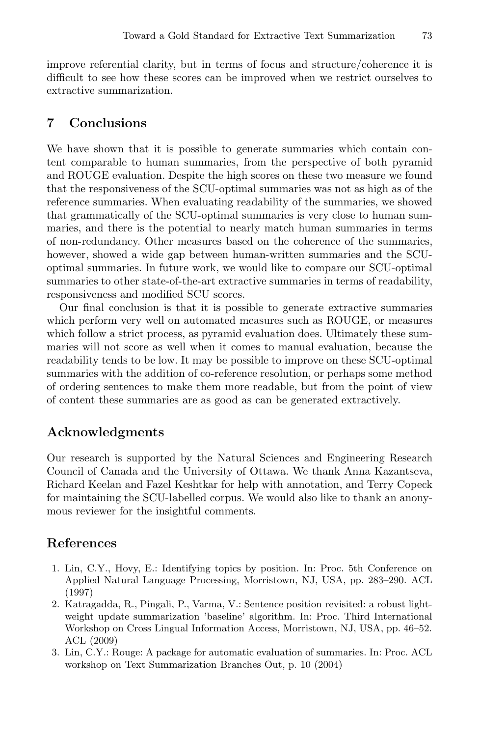improve referential clarity, but in terms of focus and structure/coherence it is difficult to see how these scores can be improved when we restrict ourselves to extractive summarization.

## 7 Conclusions

We have shown that it is possible to generate summaries which contain content comparable to human summaries, from the perspective of both pyramid and ROUGE evaluation. Despite the high scores on these two measure we found that the responsiveness of the SCU-optimal summaries was not as high as of the reference summaries. When evaluating readability of the summaries, we showed that grammatically of the SCU-optimal summaries is very close to human summaries, and there is the potential to nearly match human summaries in terms of non-redundancy. Other measures based on the coherence of the summaries, however, showed a wide gap between human-written summaries and the SCU-optimal summaries. In future work, we would like to compare our SCU-optimal summaries to other state-of-the-art extractive summaries in terms of readability, responsiveness and modified SCU scores.

Our final conclusion is that it is possible to generate extractive summaries which perform very well on automated measures such as ROUGE, or measures which follow a strict process, as pyramid evaluation does. Ultimately these summaries will not score as well when it comes to manual evaluation, because the readability tends to be low. It may be possible to improve on these SCU-optimal summaries with the addition of co-reference resolution, or perhaps some method of ordering sentences to make them more readable, but from the point of view of content these summaries are as good as can be generated extractively.

## Acknowledgments

Our research is supported by the Natural Sciences and Engineering Research Council of Canada and the University of Ottawa. We thank Anna Kazantseva, Richard Keelan and Fazel Keshtkar for help with annotation, and Terry Copeck for maintaining the SCU-labelled corpus. We would also like to thank an anonymous reviewer for the insightful comments.

## References

1. Lin, C.Y., Hovy, E.: Identifying topics by position. In: Proc. 5th Conference on Applied Natural Language Processing, Morristown, NJ, USA, pp. 283–290. ACL (1997)
2. Katragadda, R., Pingali, P., Varma, V.: Sentence position revisited: a robust light-weight update summarization 'baseline' algorithm. In: Proc. Third International Workshop on Cross Lingual Information Access, Morristown, NJ, USA, pp. 46–52. ACL (2009)
3. Lin, C.Y.: Rouge: A package for automatic evaluation of summaries. In: Proc. ACL workshop on Text Summarization Branches Out, p. 10 (2004)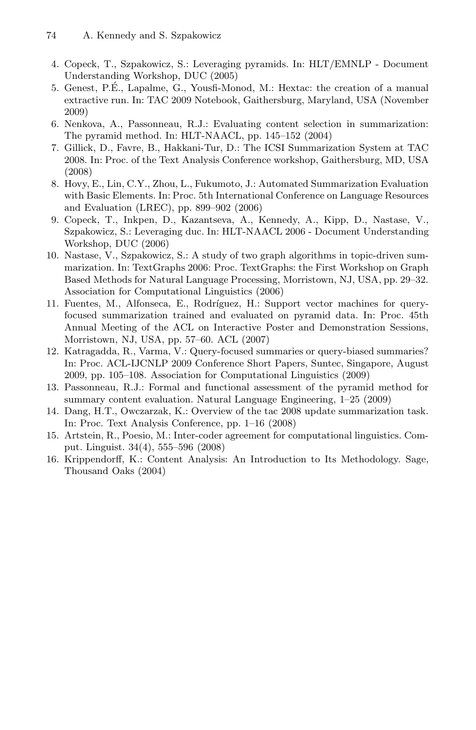4. Copeck, T., Szpakowicz, S.: Leveraging pyramids. In: HLT/EMNLP - Document Understanding Workshop, DUC (2005)
5. Genest, P.É., Lapalme, G., Yousfi-Monod, M.: Hextac: the creation of a manual extractive run. In: TAC 2009 Notebook, Gaithersburg, Maryland, USA (November 2009)
6. Nenkova, A., Passonneau, R.J.: Evaluating content selection in summarization: The pyramid method. In: HLT-NAACL, pp. 145–152 (2004)
7. Gillick, D., Favre, B., Hakkani-Tur, D.: The ICSI Summarization System at TAC 2008. In: Proc. of the Text Analysis Conference workshop, Gaithersburg, MD, USA (2008)
8. Hovy, E., Lin, C.Y., Zhou, L., Fukumoto, J.: Automated Summarization Evaluation with Basic Elements. In: Proc. 5th International Conference on Language Resources and Evaluation (LREC), pp. 899–902 (2006)
9. Copeck, T., Inkpen, D., Kazantseva, A., Kennedy, A., Kipp, D., Nastase, V., Szpakowicz, S.: Leveraging duc. In: HLT-NAACL 2006 - Document Understanding Workshop, DUC (2006)
10. Nastase, V., Szpakowicz, S.: A study of two graph algorithms in topic-driven summarization. In: TextGraphs 2006: Proc. TextGraphs: the First Workshop on Graph Based Methods for Natural Language Processing, Morristown, NJ, USA, pp. 29–32. Association for Computational Linguistics (2006)
11. Fuentes, M., Alfonseca, E., Rodríguez, H.: Support vector machines for query-focused summarization trained and evaluated on pyramid data. In: Proc. 45th Annual Meeting of the ACL on Interactive Poster and Demonstration Sessions, Morristown, NJ, USA, pp. 57–60. ACL (2007)
12. Katragadda, R., Varma, V.: Query-focused summaries or query-biased summaries? In: Proc. ACL-IJCNLP 2009 Conference Short Papers, Suntec, Singapore, August 2009, pp. 105–108. Association for Computational Linguistics (2009)
13. Passonneau, R.J.: Formal and functional assessment of the pyramid method for summary content evaluation. Natural Language Engineering, 1–25 (2009)
14. Dang, H.T., Owczarzak, K.: Overview of the tac 2008 update summarization task. In: Proc. Text Analysis Conference, pp. 1–16 (2008)
15. Artstein, R., Poesio, M.: Inter-coder agreement for computational linguistics. Comput. Linguist. 34(4), 555–596 (2008)
16. Krippendorff, K.: Content Analysis: An Introduction to Its Methodology. Sage, Thousand Oaks (2004)